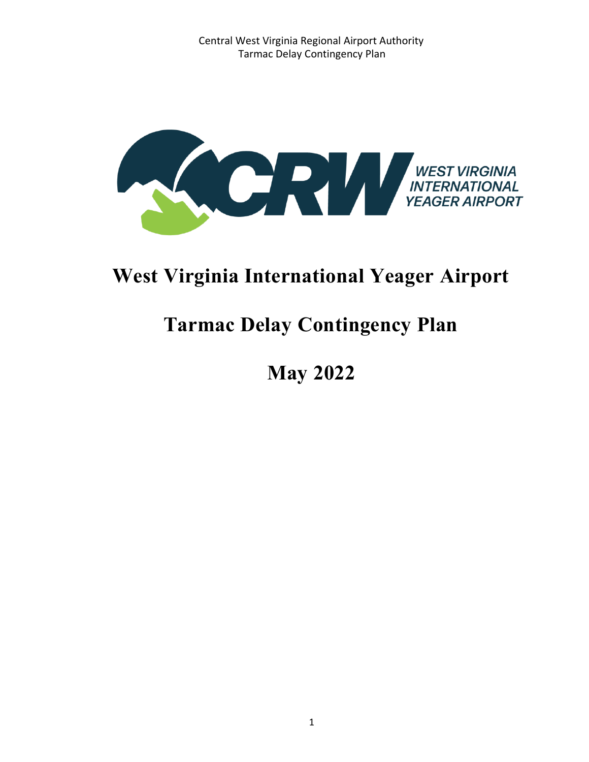# West Virginia International Yeager Airport

# Tarmac Delay Contingency Plan

# May 2022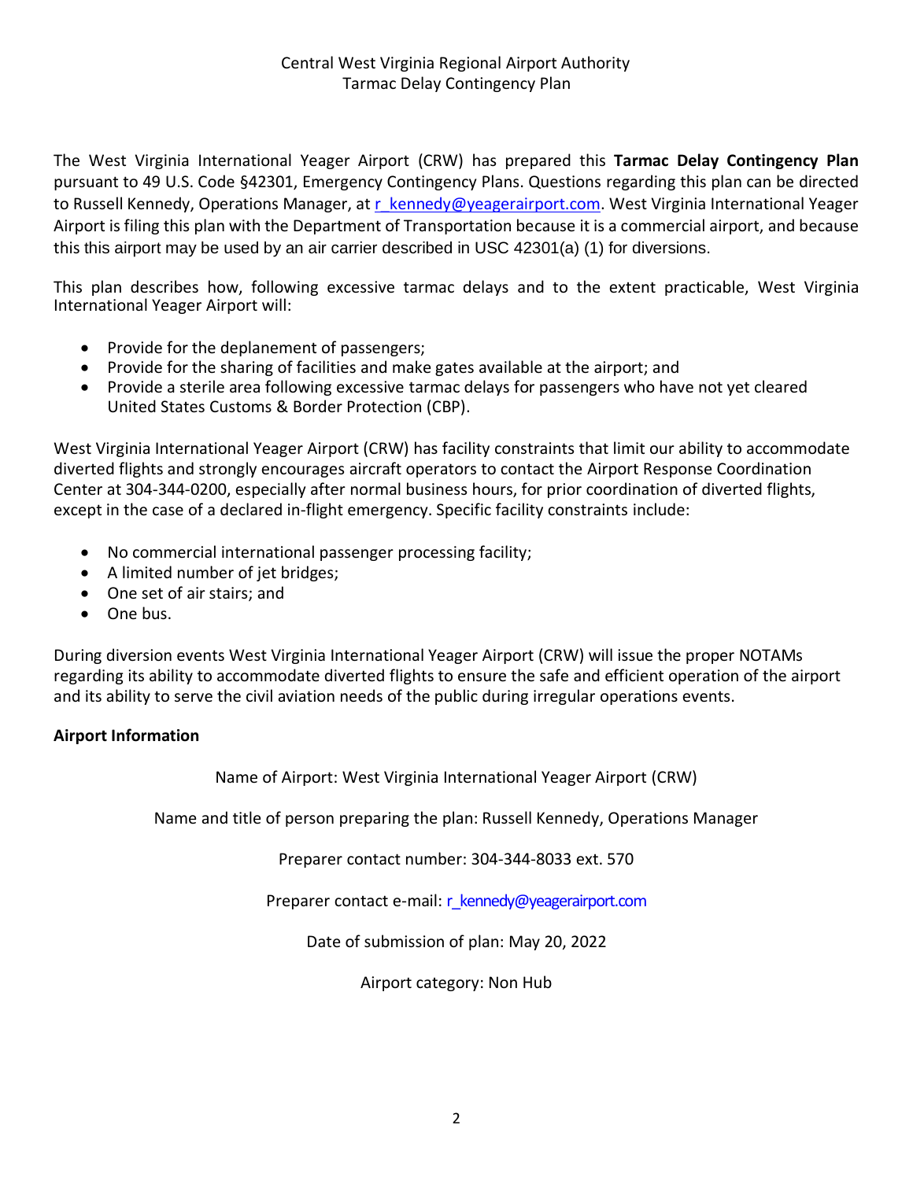Central West Virginia Regional Airport Authority
Tarmac Delay Contingency Plan

The West Virginia International Yeager Airport (CRW) has prepared this **Tarmac Delay Contingency Plan** pursuant to 49 U.S. Code §42301, Emergency Contingency Plans. Questions regarding this plan can be directed to Russell Kennedy, Operations Manager, at r_kennedy@yeagerairport.com. West Virginia International Yeager Airport is filing this plan with the Department of Transportation because it is a commercial airport, and because this this airport may be used by an air carrier described in USC 42301(a) (1) for diversions.

This plan describes how, following excessive tarmac delays and to the extent practicable, West Virginia International Yeager Airport will:

- Provide for the deplanement of passengers;
- Provide for the sharing of facilities and make gates available at the airport; and
- Provide a sterile area following excessive tarmac delays for passengers who have not yet cleared United States Customs & Border Protection (CBP).

West Virginia International Yeager Airport (CRW) has facility constraints that limit our ability to accommodate diverted flights and strongly encourages aircraft operators to contact the Airport Response Coordination Center at 304-344-0200, especially after normal business hours, for prior coordination of diverted flights, except in the case of a declared in-flight emergency. Specific facility constraints include:

- No commercial international passenger processing facility;
- A limited number of jet bridges;
- One set of air stairs; and
- One bus.

During diversion events West Virginia International Yeager Airport (CRW) will issue the proper NOTAMs regarding its ability to accommodate diverted flights to ensure the safe and efficient operation of the airport and its ability to serve the civil aviation needs of the public during irregular operations events.

**Airport Information**

Name of Airport: West Virginia International Yeager Airport (CRW)

Name and title of person preparing the plan: Russell Kennedy, Operations Manager

Preparer contact number: 304-344-8033 ext. 570

Preparer contact e-mail: r_kennedy@yeagerairport.com

Date of submission of plan: May 20, 2022

Airport category: Non Hub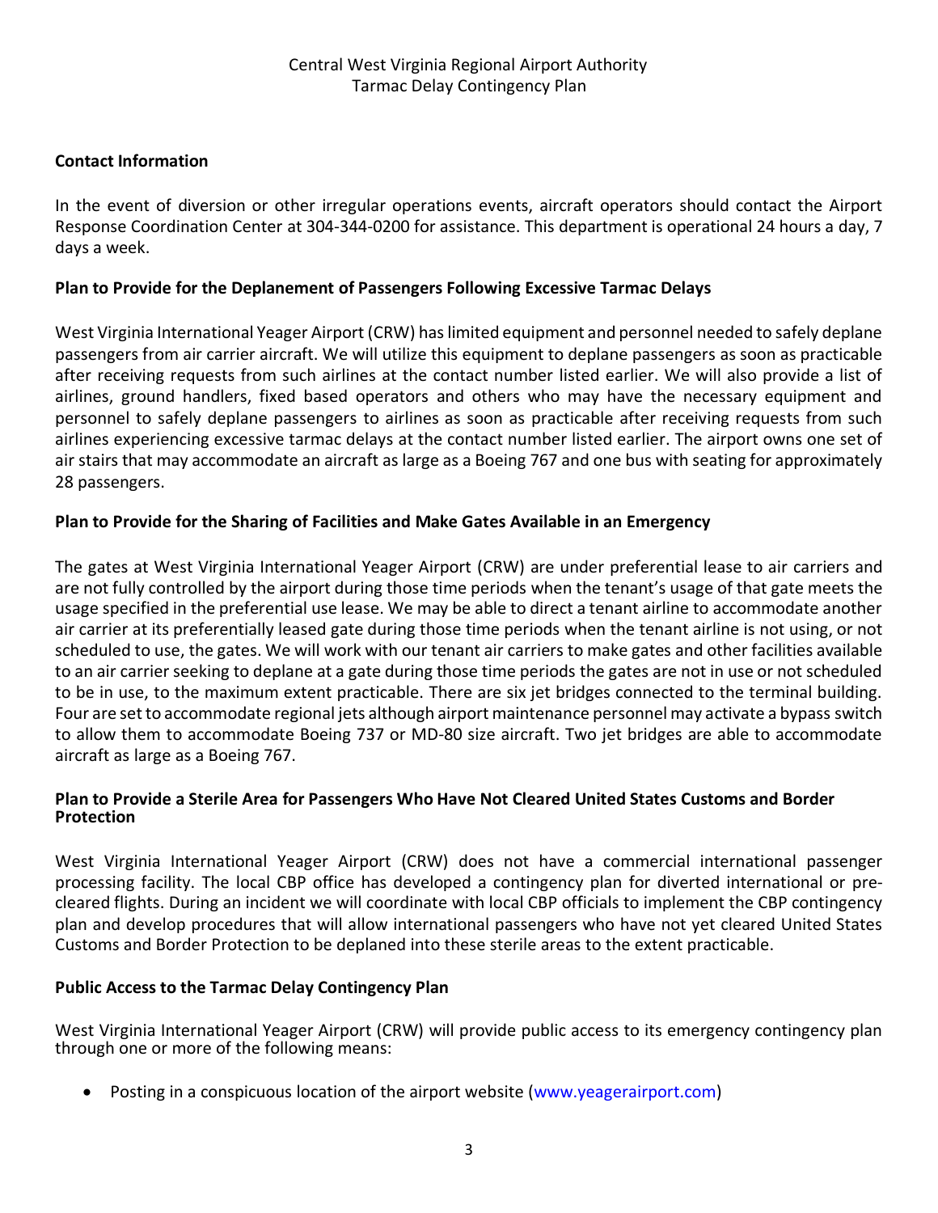Central West Virginia Regional Airport Authority
Tarmac Delay Contingency Plan

**Contact Information**

In the event of diversion or other irregular operations events, aircraft operators should contact the Airport Response Coordination Center at 304-344-0200 for assistance. This department is operational 24 hours a day, 7 days a week.

**Plan to Provide for the Deplanement of Passengers Following Excessive Tarmac Delays**

West Virginia International Yeager Airport (CRW) has limited equipment and personnel needed to safely deplane passengers from air carrier aircraft. We will utilize this equipment to deplane passengers as soon as practicable after receiving requests from such airlines at the contact number listed earlier. We will also provide a list of airlines, ground handlers, fixed based operators and others who may have the necessary equipment and personnel to safely deplane passengers to airlines as soon as practicable after receiving requests from such airlines experiencing excessive tarmac delays at the contact number listed earlier. The airport owns one set of air stairs that may accommodate an aircraft as large as a Boeing 767 and one bus with seating for approximately 28 passengers.

**Plan to Provide for the Sharing of Facilities and Make Gates Available in an Emergency**

The gates at West Virginia International Yeager Airport (CRW) are under preferential lease to air carriers and are not fully controlled by the airport during those time periods when the tenant's usage of that gate meets the usage specified in the preferential use lease. We may be able to direct a tenant airline to accommodate another air carrier at its preferentially leased gate during those time periods when the tenant airline is not using, or not scheduled to use, the gates. We will work with our tenant air carriers to make gates and other facilities available to an air carrier seeking to deplane at a gate during those time periods the gates are not in use or not scheduled to be in use, to the maximum extent practicable. There are six jet bridges connected to the terminal building. Four are set to accommodate regional jets although airport maintenance personnel may activate a bypass switch to allow them to accommodate Boeing 737 or MD-80 size aircraft. Two jet bridges are able to accommodate aircraft as large as a Boeing 767.

**Plan to Provide a Sterile Area for Passengers Who Have Not Cleared United States Customs and Border Protection**

West Virginia International Yeager Airport (CRW) does not have a commercial international passenger processing facility. The local CBP office has developed a contingency plan for diverted international or pre-cleared flights. During an incident we will coordinate with local CBP officials to implement the CBP contingency plan and develop procedures that will allow international passengers who have not yet cleared United States Customs and Border Protection to be deplaned into these sterile areas to the extent practicable.

**Public Access to the Tarmac Delay Contingency Plan**

West Virginia International Yeager Airport (CRW) will provide public access to its emergency contingency plan through one or more of the following means:

- Posting in a conspicuous location of the airport website (www.yeagerairport.com)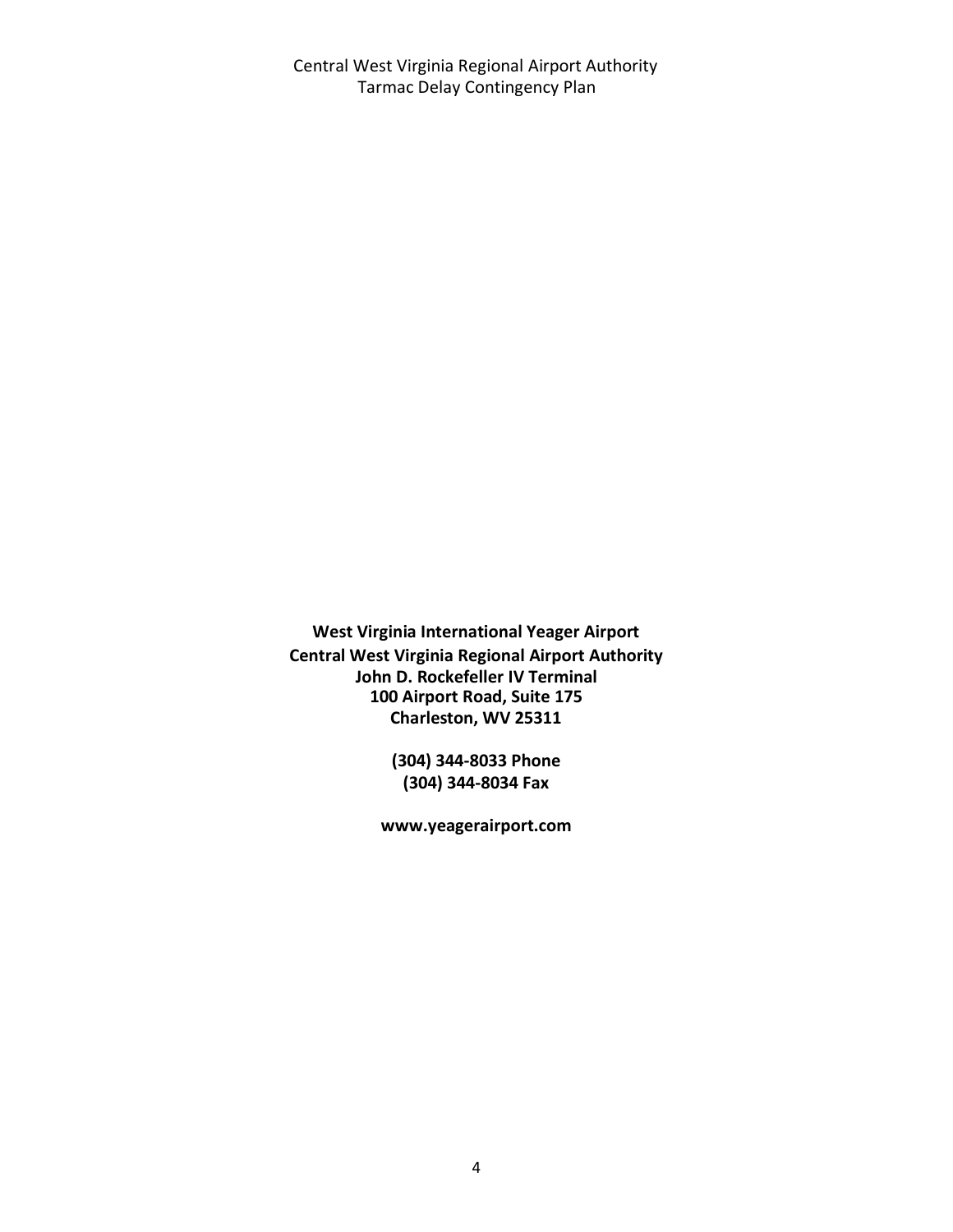**West Virginia International Yeager Airport**
**Central West Virginia Regional Airport Authority**
**John D. Rockefeller IV Terminal**
**100 Airport Road, Suite 175**
**Charleston, WV 25311**

**(304) 344-8033 Phone**
**(304) 344-8034 Fax**

**www.yeagerairport.com**